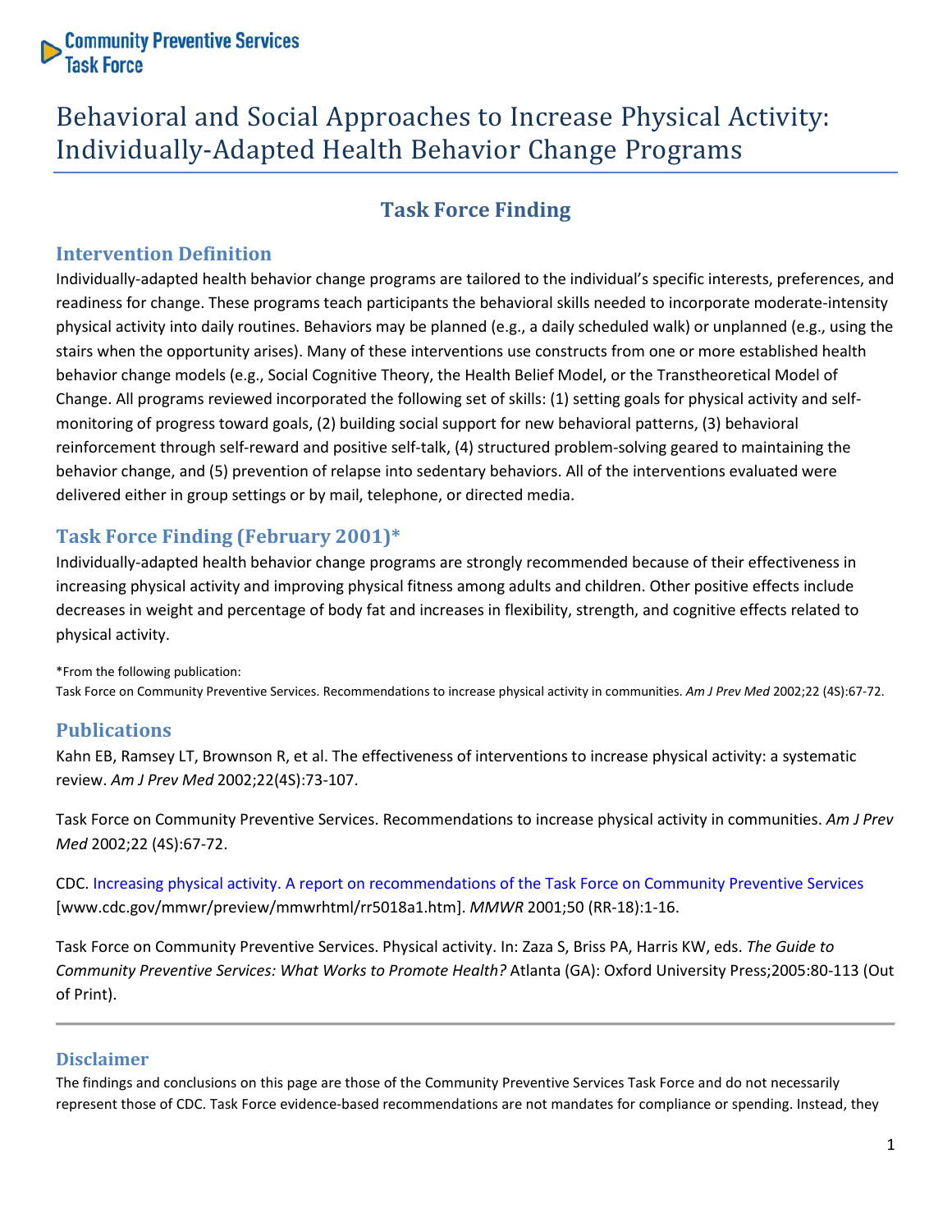Community Preventive Services Task Force

# Behavioral and Social Approaches to Increase Physical Activity: Individually-Adapted Health Behavior Change Programs

## Task Force Finding

### Intervention Definition

Individually-adapted health behavior change programs are tailored to the individual's specific interests, preferences, and readiness for change. These programs teach participants the behavioral skills needed to incorporate moderate-intensity physical activity into daily routines. Behaviors may be planned (e.g., a daily scheduled walk) or unplanned (e.g., using the stairs when the opportunity arises). Many of these interventions use constructs from one or more established health behavior change models (e.g., Social Cognitive Theory, the Health Belief Model, or the Transtheoretical Model of Change. All programs reviewed incorporated the following set of skills: (1) setting goals for physical activity and self-monitoring of progress toward goals, (2) building social support for new behavioral patterns, (3) behavioral reinforcement through self-reward and positive self-talk, (4) structured problem-solving geared to maintaining the behavior change, and (5) prevention of relapse into sedentary behaviors. All of the interventions evaluated were delivered either in group settings or by mail, telephone, or directed media.

### Task Force Finding (February 2001)*

Individually-adapted health behavior change programs are strongly recommended because of their effectiveness in increasing physical activity and improving physical fitness among adults and children. Other positive effects include decreases in weight and percentage of body fat and increases in flexibility, strength, and cognitive effects related to physical activity.

*From the following publication:
Task Force on Community Preventive Services. Recommendations to increase physical activity in communities. *Am J Prev Med* 2002;22 (4S):67-72.

### Publications

Kahn EB, Ramsey LT, Brownson R, et al. The effectiveness of interventions to increase physical activity: a systematic review. *Am J Prev Med* 2002;22(4S):73-107.

Task Force on Community Preventive Services. Recommendations to increase physical activity in communities. *Am J Prev Med* 2002;22 (4S):67-72.

CDC. Increasing physical activity. A report on recommendations of the Task Force on Community Preventive Services [www.cdc.gov/mmwr/preview/mmwrhtml/rr5018a1.htm]. *MMWR* 2001;50 (RR-18):1-16.

Task Force on Community Preventive Services. Physical activity. In: Zaza S, Briss PA, Harris KW, eds. *The Guide to Community Preventive Services: What Works to Promote Health?* Atlanta (GA): Oxford University Press;2005:80-113 (Out of Print).

---

### Disclaimer

The findings and conclusions on this page are those of the Community Preventive Services Task Force and do not necessarily represent those of CDC. Task Force evidence-based recommendations are not mandates for compliance or spending. Instead, they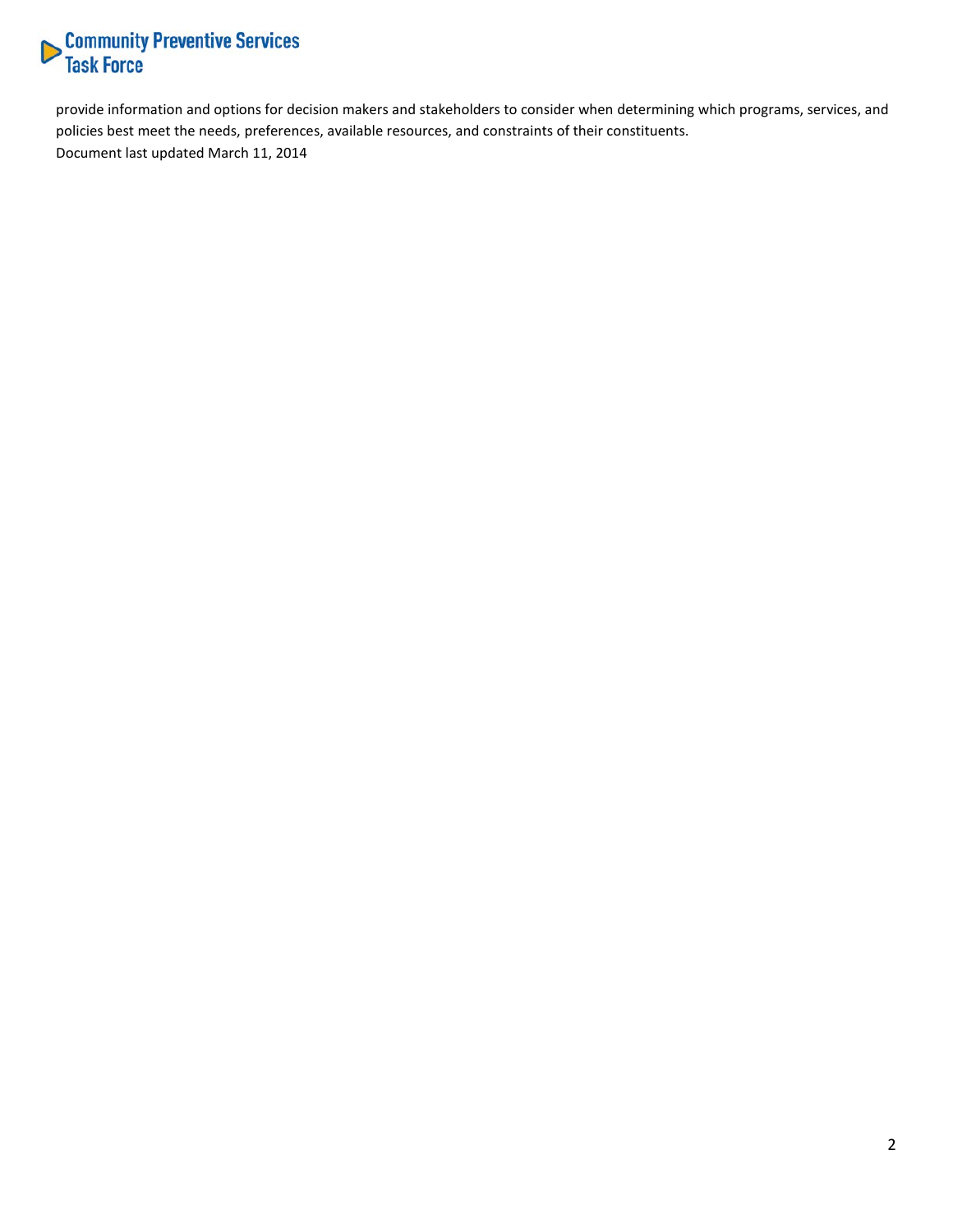provide information and options for decision makers and stakeholders to consider when determining which programs, services, and policies best meet the needs, preferences, available resources, and constraints of their constituents.

Document last updated March 11, 2014